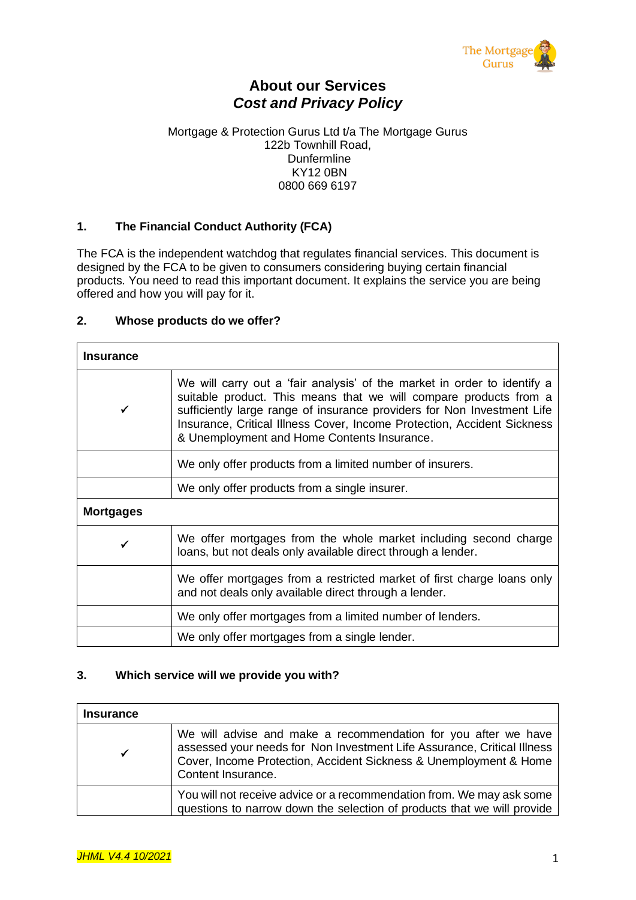# About our Services
## *Cost and Privacy Policy*

Mortgage & Protection Gurus Ltd t/a The Mortgage Gurus
122b Townhill Road,
Dunfermline
KY12 0BN
0800 669 6197

### 1. The Financial Conduct Authority (FCA)

The FCA is the independent watchdog that regulates financial services. This document is designed by the FCA to be given to consumers considering buying certain financial products. You need to read this important document. It explains the service you are being offered and how you will pay for it.

### 2. Whose products do we offer?

| **Insurance** | |
|---|---|
| ✓ | We will carry out a 'fair analysis' of the market in order to identify a suitable product. This means that we will compare products from a sufficiently large range of insurance providers for Non Investment Life Insurance, Critical Illness Cover, Income Protection, Accident Sickness & Unemployment and Home Contents Insurance. |
| | We only offer products from a limited number of insurers. |
| | We only offer products from a single insurer. |
| **Mortgages** | |
| ✓ | We offer mortgages from the whole market including second charge loans, but not deals only available direct through a lender. |
| | We offer mortgages from a restricted market of first charge loans only and not deals only available direct through a lender. |
| | We only offer mortgages from a limited number of lenders. |
| | We only offer mortgages from a single lender. |

### 3. Which service will we provide you with?

| **Insurance** | |
|---|---|
| ✓ | We will advise and make a recommendation for you after we have assessed your needs for Non Investment Life Assurance, Critical Illness Cover, Income Protection, Accident Sickness & Unemployment & Home Content Insurance. |
| | You will not receive advice or a recommendation from. We may ask some questions to narrow down the selection of products that we will provide |

*JHML V4.4 10/2021*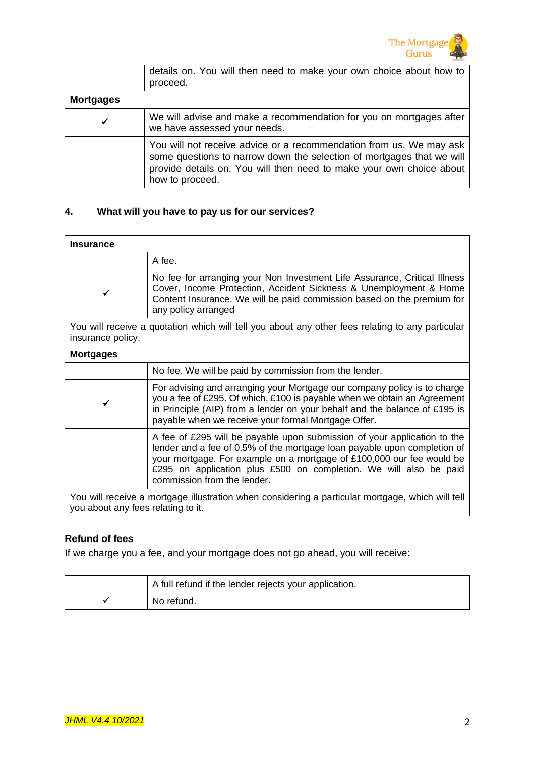| | details on. You will then need to make your own choice about how to proceed. |
|---|---|
| **Mortgages** | |
| ✓ | We will advise and make a recommendation for you on mortgages after we have assessed your needs. |
| | You will not receive advice or a recommendation from us. We may ask some questions to narrow down the selection of mortgages that we will provide details on. You will then need to make your own choice about how to proceed. |

## 4. What will you have to pay us for our services?

| **Insurance** | |
|---|---|
| | A fee. |
| ✓ | No fee for arranging your Non Investment Life Assurance, Critical Illness Cover, Income Protection, Accident Sickness & Unemployment & Home Content Insurance. We will be paid commission based on the premium for any policy arranged |
| You will receive a quotation which will tell you about any other fees relating to any particular insurance policy. | |
| **Mortgages** | |
| | No fee. We will be paid by commission from the lender. |
| ✓ | For advising and arranging your Mortgage our company policy is to charge you a fee of £295. Of which, £100 is payable when we obtain an Agreement in Principle (AIP) from a lender on your behalf and the balance of £195 is payable when we receive your formal Mortgage Offer. |
| | A fee of £295 will be payable upon submission of your application to the lender and a fee of 0.5% of the mortgage loan payable upon completion of your mortgage. For example on a mortgage of £100,000 our fee would be £295 on application plus £500 on completion. We will also be paid commission from the lender. |
| You will receive a mortgage illustration when considering a particular mortgage, which will tell you about any fees relating to it. | |

**Refund of fees**

If we charge you a fee, and your mortgage does not go ahead, you will receive:

| | |
|---|---|
| | A full refund if the lender rejects your application. |
| ✓ | No refund. |

*JHML V4.4 10/2021*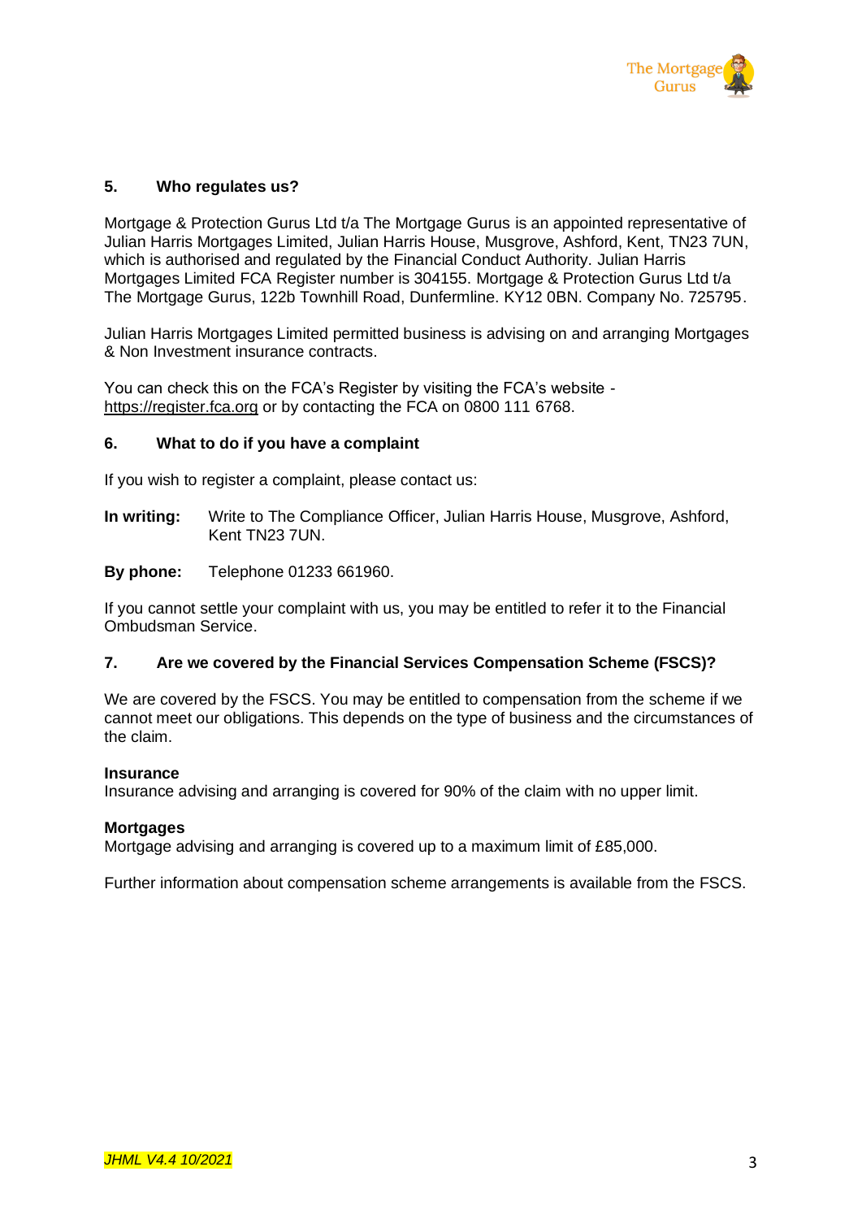## 5. Who regulates us?

Mortgage & Protection Gurus Ltd t/a The Mortgage Gurus is an appointed representative of Julian Harris Mortgages Limited, Julian Harris House, Musgrove, Ashford, Kent, TN23 7UN, which is authorised and regulated by the Financial Conduct Authority. Julian Harris Mortgages Limited FCA Register number is 304155. Mortgage & Protection Gurus Ltd t/a The Mortgage Gurus, 122b Townhill Road, Dunfermline. KY12 0BN. Company No. 725795.

Julian Harris Mortgages Limited permitted business is advising on and arranging Mortgages & Non Investment insurance contracts.

You can check this on the FCA's Register by visiting the FCA's website - https://register.fca.org or by contacting the FCA on 0800 111 6768.

## 6. What to do if you have a complaint

If you wish to register a complaint, please contact us:

**In writing:** Write to The Compliance Officer, Julian Harris House, Musgrove, Ashford, Kent TN23 7UN.

**By phone:** Telephone 01233 661960.

If you cannot settle your complaint with us, you may be entitled to refer it to the Financial Ombudsman Service.

## 7. Are we covered by the Financial Services Compensation Scheme (FSCS)?

We are covered by the FSCS. You may be entitled to compensation from the scheme if we cannot meet our obligations. This depends on the type of business and the circumstances of the claim.

**Insurance**
Insurance advising and arranging is covered for 90% of the claim with no upper limit.

**Mortgages**
Mortgage advising and arranging is covered up to a maximum limit of £85,000.

Further information about compensation scheme arrangements is available from the FSCS.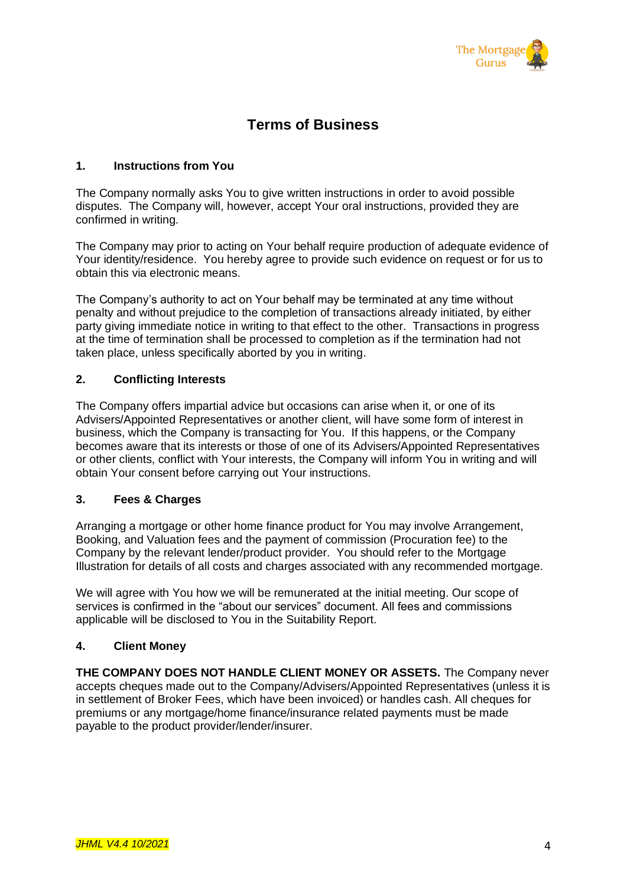# Terms of Business

## 1. Instructions from You

The Company normally asks You to give written instructions in order to avoid possible disputes. The Company will, however, accept Your oral instructions, provided they are confirmed in writing.

The Company may prior to acting on Your behalf require production of adequate evidence of Your identity/residence. You hereby agree to provide such evidence on request or for us to obtain this via electronic means.

The Company's authority to act on Your behalf may be terminated at any time without penalty and without prejudice to the completion of transactions already initiated, by either party giving immediate notice in writing to that effect to the other. Transactions in progress at the time of termination shall be processed to completion as if the termination had not taken place, unless specifically aborted by you in writing.

## 2. Conflicting Interests

The Company offers impartial advice but occasions can arise when it, or one of its Advisers/Appointed Representatives or another client, will have some form of interest in business, which the Company is transacting for You. If this happens, or the Company becomes aware that its interests or those of one of its Advisers/Appointed Representatives or other clients, conflict with Your interests, the Company will inform You in writing and will obtain Your consent before carrying out Your instructions.

## 3. Fees & Charges

Arranging a mortgage or other home finance product for You may involve Arrangement, Booking, and Valuation fees and the payment of commission (Procuration fee) to the Company by the relevant lender/product provider. You should refer to the Mortgage Illustration for details of all costs and charges associated with any recommended mortgage.

We will agree with You how we will be remunerated at the initial meeting. Our scope of services is confirmed in the "about our services" document. All fees and commissions applicable will be disclosed to You in the Suitability Report.

## 4. Client Money

**THE COMPANY DOES NOT HANDLE CLIENT MONEY OR ASSETS.** The Company never accepts cheques made out to the Company/Advisers/Appointed Representatives (unless it is in settlement of Broker Fees, which have been invoiced) or handles cash. All cheques for premiums or any mortgage/home finance/insurance related payments must be made payable to the product provider/lender/insurer.

*JHML V4.4 10/2021*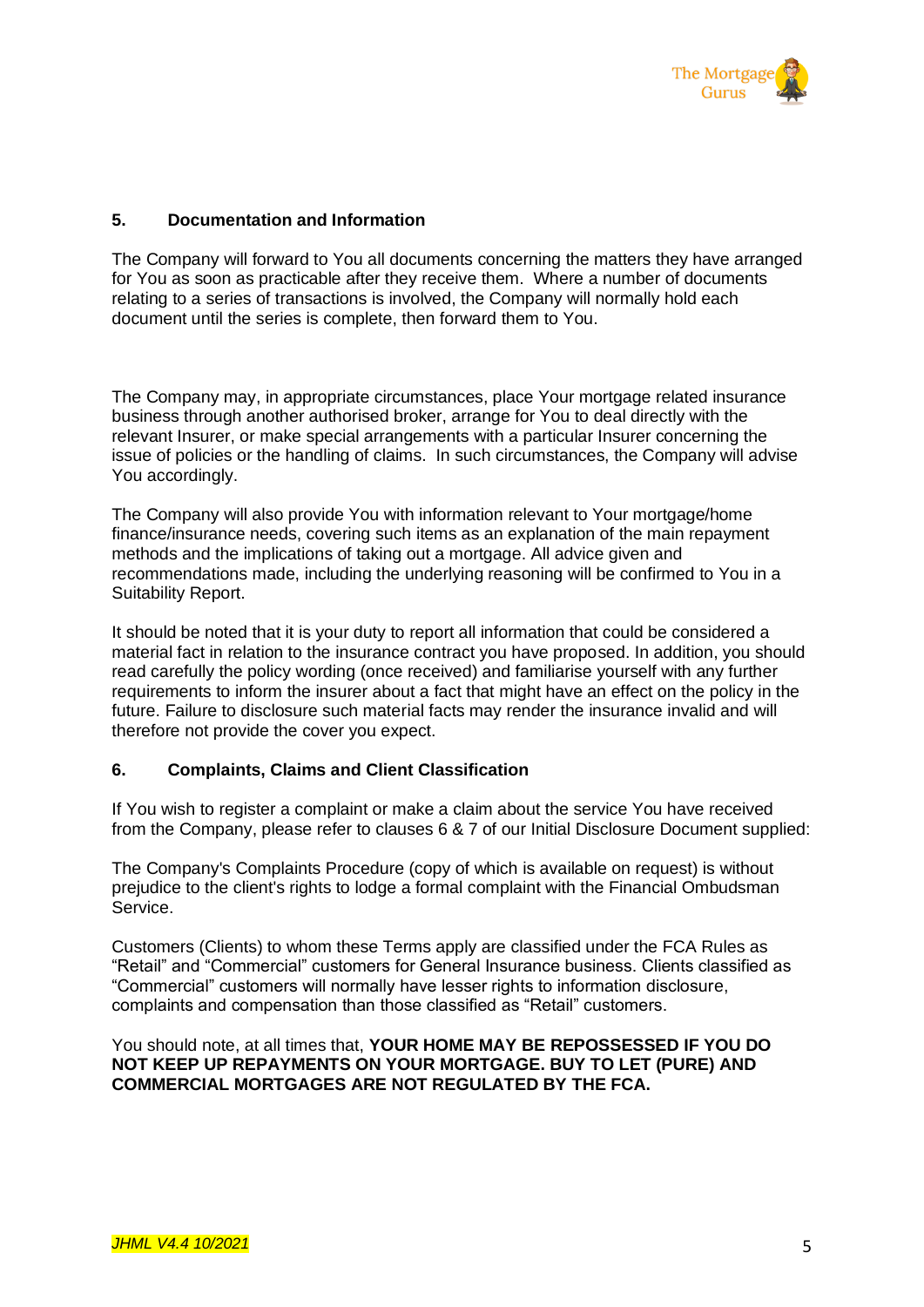## 5. Documentation and Information

The Company will forward to You all documents concerning the matters they have arranged for You as soon as practicable after they receive them. Where a number of documents relating to a series of transactions is involved, the Company will normally hold each document until the series is complete, then forward them to You.

The Company may, in appropriate circumstances, place Your mortgage related insurance business through another authorised broker, arrange for You to deal directly with the relevant Insurer, or make special arrangements with a particular Insurer concerning the issue of policies or the handling of claims. In such circumstances, the Company will advise You accordingly.

The Company will also provide You with information relevant to Your mortgage/home finance/insurance needs, covering such items as an explanation of the main repayment methods and the implications of taking out a mortgage. All advice given and recommendations made, including the underlying reasoning will be confirmed to You in a Suitability Report.

It should be noted that it is your duty to report all information that could be considered a material fact in relation to the insurance contract you have proposed. In addition, you should read carefully the policy wording (once received) and familiarise yourself with any further requirements to inform the insurer about a fact that might have an effect on the policy in the future. Failure to disclosure such material facts may render the insurance invalid and will therefore not provide the cover you expect.

## 6. Complaints, Claims and Client Classification

If You wish to register a complaint or make a claim about the service You have received from the Company, please refer to clauses 6 & 7 of our Initial Disclosure Document supplied:

The Company's Complaints Procedure (copy of which is available on request) is without prejudice to the client's rights to lodge a formal complaint with the Financial Ombudsman Service.

Customers (Clients) to whom these Terms apply are classified under the FCA Rules as "Retail" and "Commercial" customers for General Insurance business. Clients classified as "Commercial" customers will normally have lesser rights to information disclosure, complaints and compensation than those classified as "Retail" customers.

You should note, at all times that, **YOUR HOME MAY BE REPOSSESSED IF YOU DO NOT KEEP UP REPAYMENTS ON YOUR MORTGAGE. BUY TO LET (PURE) AND COMMERCIAL MORTGAGES ARE NOT REGULATED BY THE FCA.**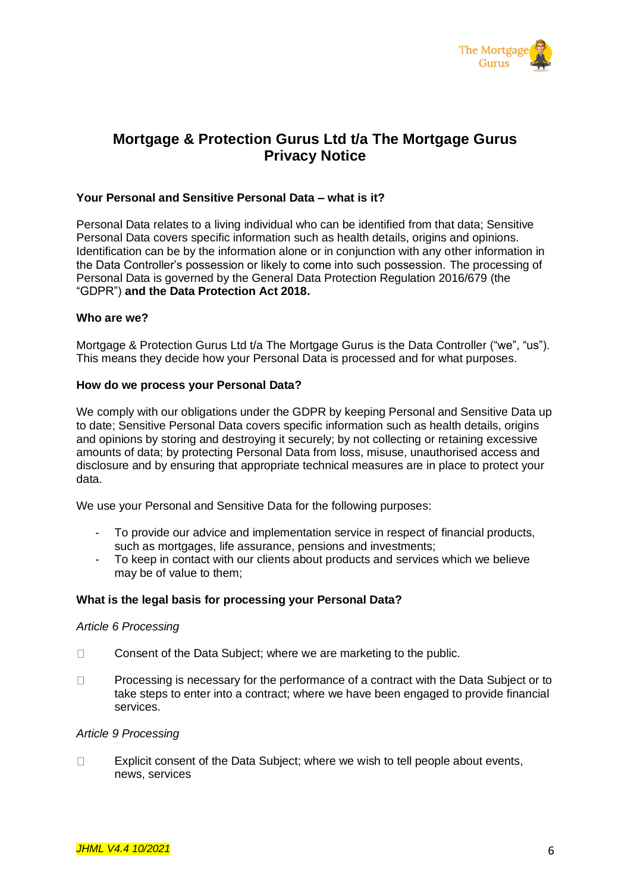# Mortgage & Protection Gurus Ltd t/a The Mortgage Gurus Privacy Notice

**Your Personal and Sensitive Personal Data – what is it?**

Personal Data relates to a living individual who can be identified from that data; Sensitive Personal Data covers specific information such as health details, origins and opinions. Identification can be by the information alone or in conjunction with any other information in the Data Controller's possession or likely to come into such possession. The processing of Personal Data is governed by the General Data Protection Regulation 2016/679 (the "GDPR") **and the Data Protection Act 2018.**

**Who are we?**

Mortgage & Protection Gurus Ltd t/a The Mortgage Gurus is the Data Controller ("we", "us"). This means they decide how your Personal Data is processed and for what purposes.

**How do we process your Personal Data?**

We comply with our obligations under the GDPR by keeping Personal and Sensitive Data up to date; Sensitive Personal Data covers specific information such as health details, origins and opinions by storing and destroying it securely; by not collecting or retaining excessive amounts of data; by protecting Personal Data from loss, misuse, unauthorised access and disclosure and by ensuring that appropriate technical measures are in place to protect your data.

We use your Personal and Sensitive Data for the following purposes:

- To provide our advice and implementation service in respect of financial products, such as mortgages, life assurance, pensions and investments;
- To keep in contact with our clients about products and services which we believe may be of value to them;

**What is the legal basis for processing your Personal Data?**

*Article 6 Processing*

- Consent of the Data Subject; where we are marketing to the public.
- Processing is necessary for the performance of a contract with the Data Subject or to take steps to enter into a contract; where we have been engaged to provide financial services.

*Article 9 Processing*

- Explicit consent of the Data Subject; where we wish to tell people about events, news, services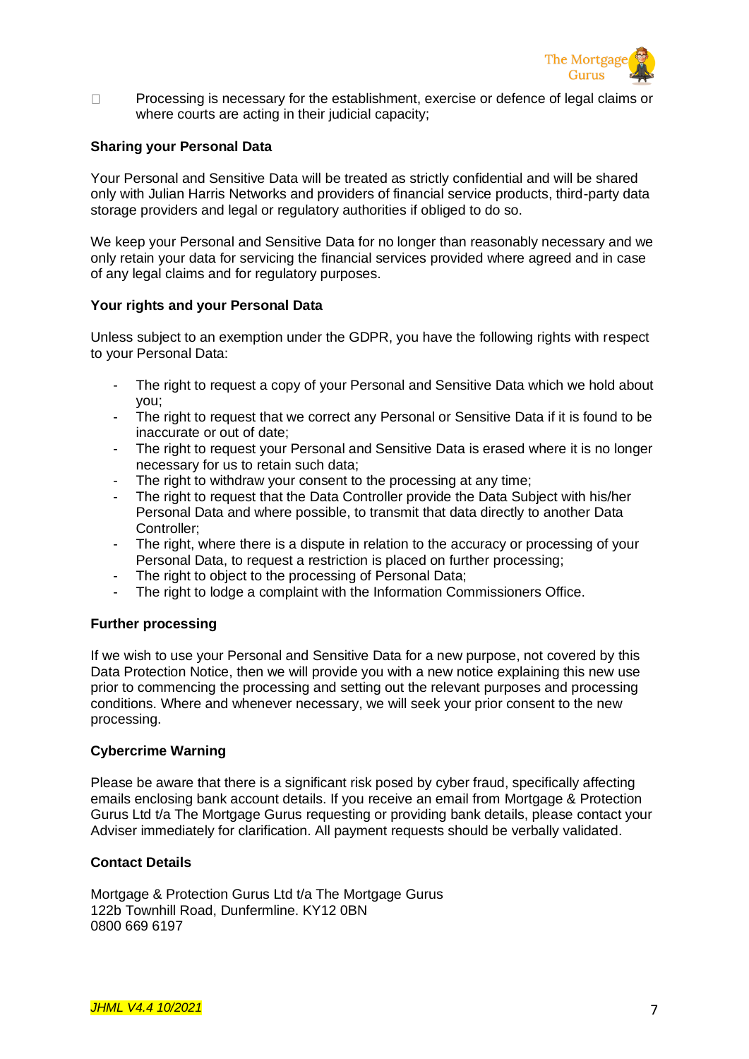- Processing is necessary for the establishment, exercise or defence of legal claims or where courts are acting in their judicial capacity;

**Sharing your Personal Data**

Your Personal and Sensitive Data will be treated as strictly confidential and will be shared only with Julian Harris Networks and providers of financial service products, third-party data storage providers and legal or regulatory authorities if obliged to do so.

We keep your Personal and Sensitive Data for no longer than reasonably necessary and we only retain your data for servicing the financial services provided where agreed and in case of any legal claims and for regulatory purposes.

**Your rights and your Personal Data**

Unless subject to an exemption under the GDPR, you have the following rights with respect to your Personal Data:

- The right to request a copy of your Personal and Sensitive Data which we hold about you;
- The right to request that we correct any Personal or Sensitive Data if it is found to be inaccurate or out of date;
- The right to request your Personal and Sensitive Data is erased where it is no longer necessary for us to retain such data;
- The right to withdraw your consent to the processing at any time;
- The right to request that the Data Controller provide the Data Subject with his/her Personal Data and where possible, to transmit that data directly to another Data Controller;
- The right, where there is a dispute in relation to the accuracy or processing of your Personal Data, to request a restriction is placed on further processing;
- The right to object to the processing of Personal Data;
- The right to lodge a complaint with the Information Commissioners Office.

**Further processing**

If we wish to use your Personal and Sensitive Data for a new purpose, not covered by this Data Protection Notice, then we will provide you with a new notice explaining this new use prior to commencing the processing and setting out the relevant purposes and processing conditions. Where and whenever necessary, we will seek your prior consent to the new processing.

**Cybercrime Warning**

Please be aware that there is a significant risk posed by cyber fraud, specifically affecting emails enclosing bank account details. If you receive an email from Mortgage & Protection Gurus Ltd t/a The Mortgage Gurus requesting or providing bank details, please contact your Adviser immediately for clarification. All payment requests should be verbally validated.

**Contact Details**

Mortgage & Protection Gurus Ltd t/a The Mortgage Gurus
122b Townhill Road, Dunfermline. KY12 0BN
0800 669 6197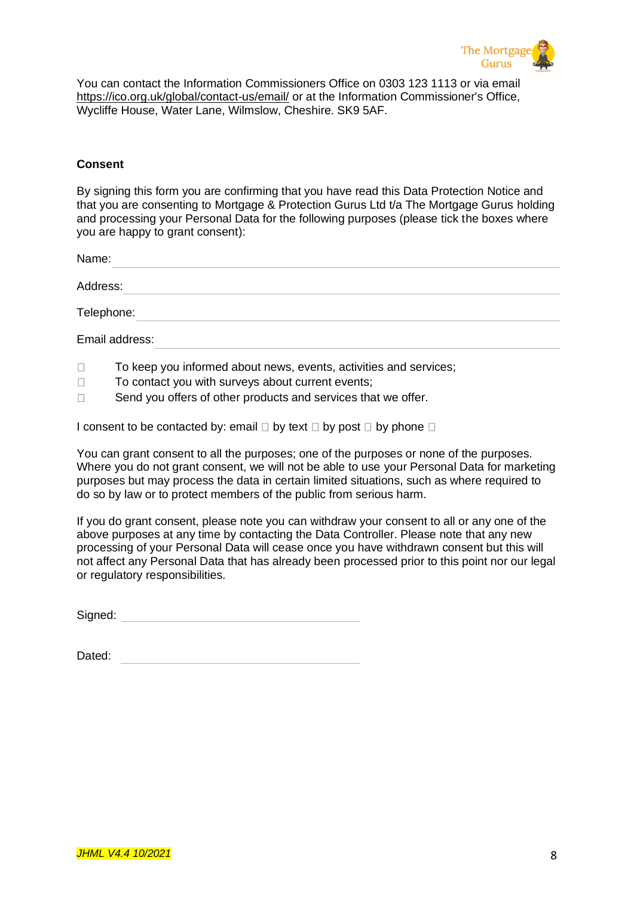You can contact the Information Commissioners Office on 0303 123 1113 or via email https://ico.org.uk/global/contact-us/email/ or at the Information Commissioner's Office, Wycliffe House, Water Lane, Wilmslow, Cheshire. SK9 5AF.

**Consent**

By signing this form you are confirming that you have read this Data Protection Notice and that you are consenting to Mortgage & Protection Gurus Ltd t/a The Mortgage Gurus holding and processing your Personal Data for the following purposes (please tick the boxes where you are happy to grant consent):

Name: \_\_\_\_\_\_\_\_\_\_\_\_\_\_\_\_\_\_\_\_\_\_\_\_\_\_\_\_\_\_\_\_

Address: \_\_\_\_\_\_\_\_\_\_\_\_\_\_\_\_\_\_\_\_\_\_\_\_\_\_\_\_\_\_\_\_

Telephone: \_\_\_\_\_\_\_\_\_\_\_\_\_\_\_\_\_\_\_\_\_\_\_\_\_\_\_\_\_\_\_\_

Email address: \_\_\_\_\_\_\_\_\_\_\_\_\_\_\_\_\_\_\_\_\_\_\_\_\_\_\_\_\_\_\_\_

- ☐ To keep you informed about news, events, activities and services;
- ☐ To contact you with surveys about current events;
- ☐ Send you offers of other products and services that we offer.

I consent to be contacted by: email ☐ by text ☐ by post ☐ by phone ☐

You can grant consent to all the purposes; one of the purposes or none of the purposes. Where you do not grant consent, we will not be able to use your Personal Data for marketing purposes but may process the data in certain limited situations, such as where required to do so by law or to protect members of the public from serious harm.

If you do grant consent, please note you can withdraw your consent to all or any one of the above purposes at any time by contacting the Data Controller. Please note that any new processing of your Personal Data will cease once you have withdrawn consent but this will not affect any Personal Data that has already been processed prior to this point nor our legal or regulatory responsibilities.

Signed: \_\_\_\_\_\_\_\_\_\_\_\_\_\_\_\_\_\_\_\_\_\_\_\_\_\_\_\_\_\_\_\_

Dated: \_\_\_\_\_\_\_\_\_\_\_\_\_\_\_\_\_\_\_\_\_\_\_\_\_\_\_\_\_\_\_\_